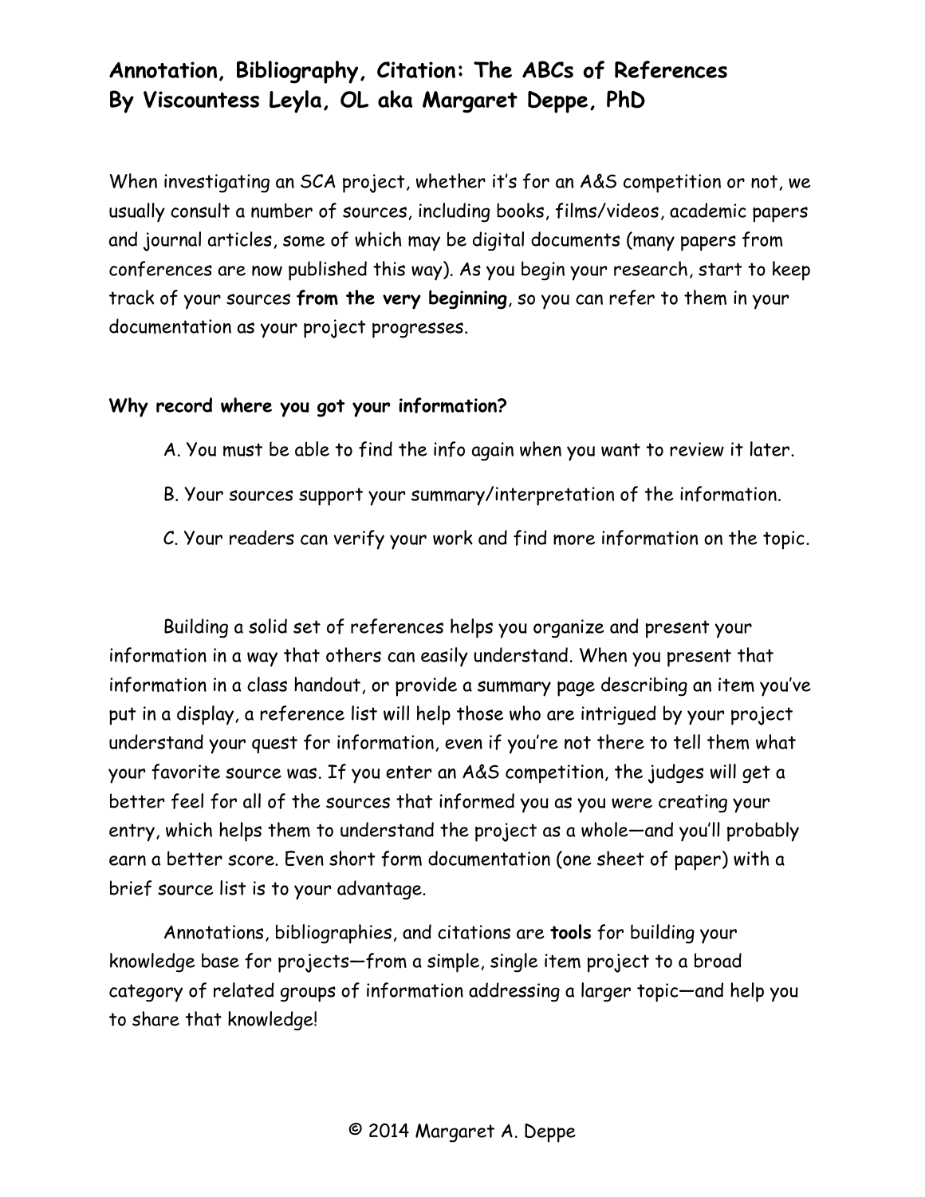# Annotation, Bibliography, Citation: The ABCs of References
# By Viscountess Leyla, OL aka Margaret Deppe, PhD

When investigating an SCA project, whether it's for an A&S competition or not, we usually consult a number of sources, including books, films/videos, academic papers and journal articles, some of which may be digital documents (many papers from conferences are now published this way). As you begin your research, start to keep track of your sources **from the very beginning**, so you can refer to them in your documentation as your project progresses.

**Why record where you got your information?**

A. You must be able to find the info again when you want to review it later.

B. Your sources support your summary/interpretation of the information.

C. Your readers can verify your work and find more information on the topic.

Building a solid set of references helps you organize and present your information in a way that others can easily understand. When you present that information in a class handout, or provide a summary page describing an item you've put in a display, a reference list will help those who are intrigued by your project understand your quest for information, even if you're not there to tell them what your favorite source was. If you enter an A&S competition, the judges will get a better feel for all of the sources that informed you as you were creating your entry, which helps them to understand the project as a whole—and you'll probably earn a better score. Even short form documentation (one sheet of paper) with a brief source list is to your advantage.

Annotations, bibliographies, and citations are **tools** for building your knowledge base for projects—from a simple, single item project to a broad category of related groups of information addressing a larger topic—and help you to share that knowledge!

© 2014 Margaret A. Deppe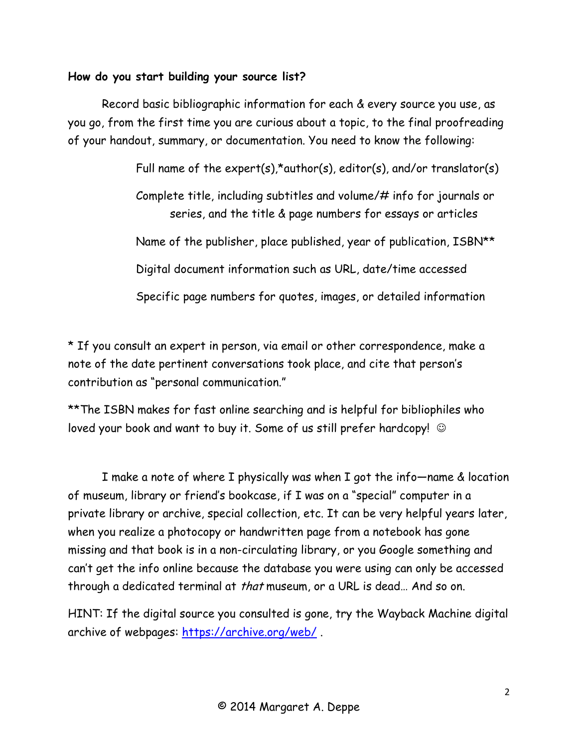**How do you start building your source list?**

Record basic bibliographic information for each & every source you use, as you go, from the first time you are curious about a topic, to the final proofreading of your handout, summary, or documentation. You need to know the following:

> Full name of the expert(s),*author(s), editor(s), and/or translator(s)
>
> Complete title, including subtitles and volume/# info for journals or series, and the title & page numbers for essays or articles
>
> Name of the publisher, place published, year of publication, ISBN**
>
> Digital document information such as URL, date/time accessed
>
> Specific page numbers for quotes, images, or detailed information

* If you consult an expert in person, via email or other correspondence, make a note of the date pertinent conversations took place, and cite that person's contribution as "personal communication."

**The ISBN makes for fast online searching and is helpful for bibliophiles who loved your book and want to buy it. Some of us still prefer hardcopy! ☺

I make a note of where I physically was when I got the info—name & location of museum, library or friend's bookcase, if I was on a "special" computer in a private library or archive, special collection, etc. It can be very helpful years later, when you realize a photocopy or handwritten page from a notebook has gone missing and that book is in a non-circulating library, or you Google something and can't get the info online because the database you were using can only be accessed through a dedicated terminal at *that* museum, or a URL is dead… And so on.

HINT: If the digital source you consulted is gone, try the Wayback Machine digital archive of webpages: https://archive.org/web/ .

© 2014 Margaret A. Deppe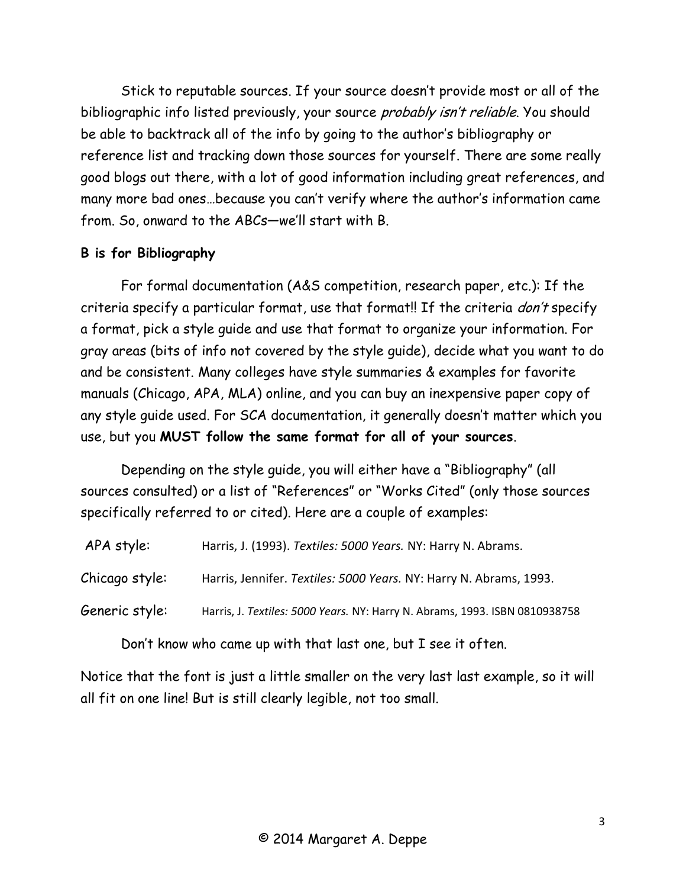Stick to reputable sources. If your source doesn't provide most or all of the bibliographic info listed previously, your source *probably isn't reliable*. You should be able to backtrack all of the info by going to the author's bibliography or reference list and tracking down those sources for yourself. There are some really good blogs out there, with a lot of good information including great references, and many more bad ones…because you can't verify where the author's information came from. So, onward to the ABCs—we'll start with B.

**B is for Bibliography**

For formal documentation (A&S competition, research paper, etc.): If the criteria specify a particular format, use that format!! If the criteria *don't* specify a format, pick a style guide and use that format to organize your information. For gray areas (bits of info not covered by the style guide), decide what you want to do and be consistent. Many colleges have style summaries & examples for favorite manuals (Chicago, APA, MLA) online, and you can buy an inexpensive paper copy of any style guide used. For SCA documentation, it generally doesn't matter which you use, but you **MUST follow the same format for all of your sources**.

Depending on the style guide, you will either have a "Bibliography" (all sources consulted) or a list of "References" or "Works Cited" (only those sources specifically referred to or cited). Here are a couple of examples:

APA style: Harris, J. (1993). *Textiles: 5000 Years.* NY: Harry N. Abrams.

Chicago style: Harris, Jennifer. *Textiles: 5000 Years.* NY: Harry N. Abrams, 1993.

Generic style: Harris, J. *Textiles: 5000 Years.* NY: Harry N. Abrams, 1993. ISBN 0810938758

Don't know who came up with that last one, but I see it often.

Notice that the font is just a little smaller on the very last last example, so it will all fit on one line! But is still clearly legible, not too small.

© 2014 Margaret A. Deppe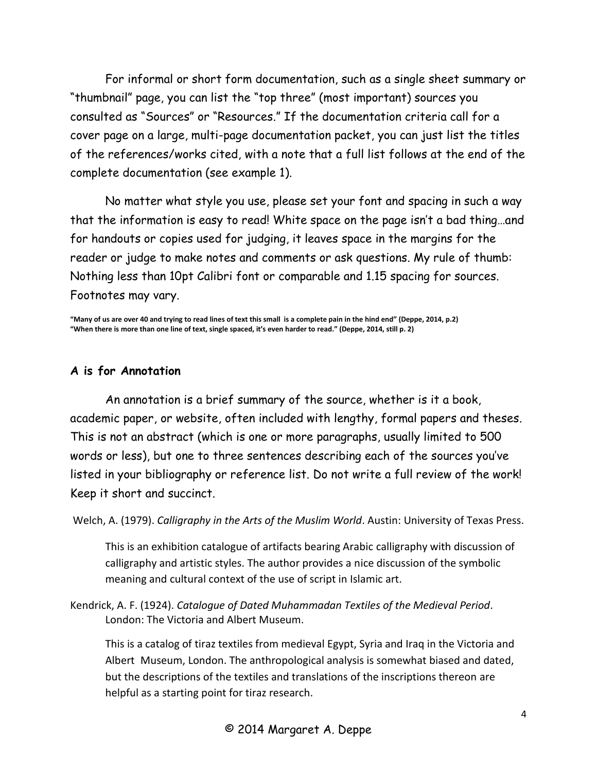For informal or short form documentation, such as a single sheet summary or "thumbnail" page, you can list the "top three" (most important) sources you consulted as "Sources" or "Resources." If the documentation criteria call for a cover page on a large, multi-page documentation packet, you can just list the titles of the references/works cited, with a note that a full list follows at the end of the complete documentation (see example 1).

No matter what style you use, please set your font and spacing in such a way that the information is easy to read! White space on the page isn't a bad thing…and for handouts or copies used for judging, it leaves space in the margins for the reader or judge to make notes and comments or ask questions. My rule of thumb: Nothing less than 10pt Calibri font or comparable and 1.15 spacing for sources. Footnotes may vary.

**"Many of us are over 40 and trying to read lines of text this small is a complete pain in the hind end" (Deppe, 2014, p.2)**
**"When there is more than one line of text, single spaced, it's even harder to read." (Deppe, 2014, still p. 2)**

### A is for Annotation

An annotation is a brief summary of the source, whether is it a book, academic paper, or website, often included with lengthy, formal papers and theses. This is not an abstract (which is one or more paragraphs, usually limited to 500 words or less), but one to three sentences describing each of the sources you've listed in your bibliography or reference list. Do not write a full review of the work! Keep it short and succinct.

Welch, A. (1979). *Calligraphy in the Arts of the Muslim World*. Austin: University of Texas Press.

> This is an exhibition catalogue of artifacts bearing Arabic calligraphy with discussion of calligraphy and artistic styles. The author provides a nice discussion of the symbolic meaning and cultural context of the use of script in Islamic art.

Kendrick, A. F. (1924). *Catalogue of Dated Muhammadan Textiles of the Medieval Period*. London: The Victoria and Albert Museum.

> This is a catalog of tiraz textiles from medieval Egypt, Syria and Iraq in the Victoria and Albert Museum, London. The anthropological analysis is somewhat biased and dated, but the descriptions of the textiles and translations of the inscriptions thereon are helpful as a starting point for tiraz research.

© 2014 Margaret A. Deppe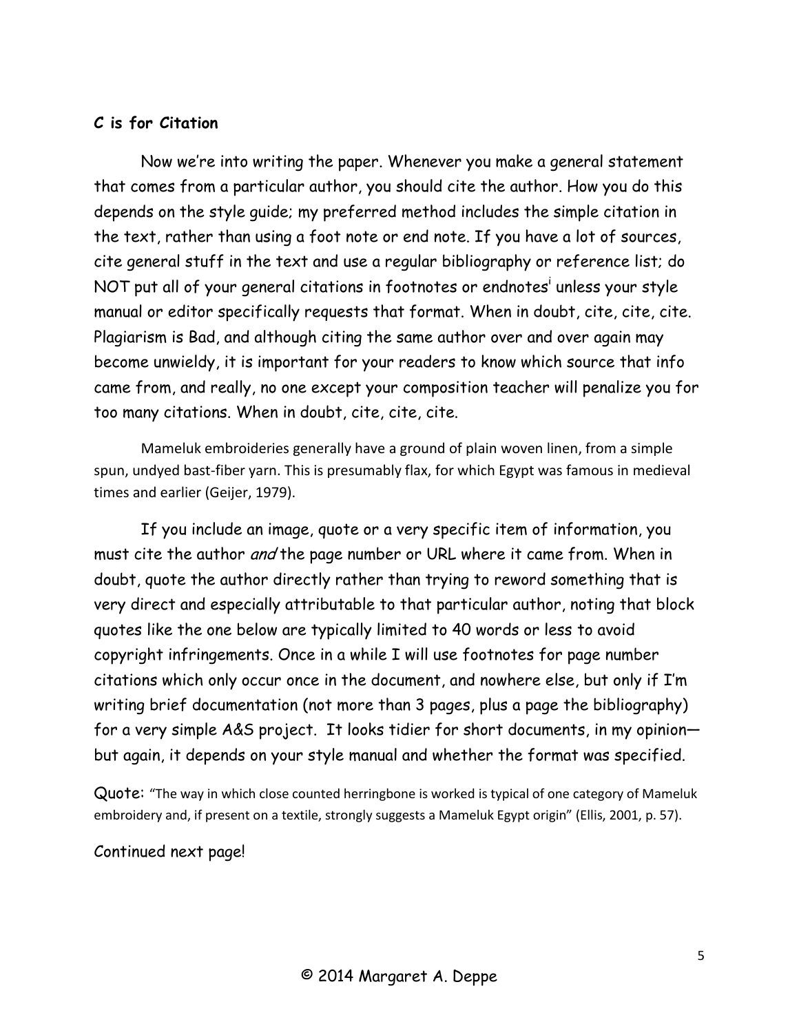**C is for Citation**

Now we're into writing the paper. Whenever you make a general statement that comes from a particular author, you should cite the author. How you do this depends on the style guide; my preferred method includes the simple citation in the text, rather than using a foot note or end note. If you have a lot of sources, cite general stuff in the text and use a regular bibliography or reference list; do NOT put all of your general citations in footnotes or endnotes[i] unless your style manual or editor specifically requests that format. When in doubt, cite, cite, cite. Plagiarism is Bad, and although citing the same author over and over again may become unwieldy, it is important for your readers to know which source that info came from, and really, no one except your composition teacher will penalize you for too many citations. When in doubt, cite, cite, cite.

Mameluk embroideries generally have a ground of plain woven linen, from a simple spun, undyed bast-fiber yarn. This is presumably flax, for which Egypt was famous in medieval times and earlier (Geijer, 1979).

If you include an image, quote or a very specific item of information, you must cite the author *and* the page number or URL where it came from. When in doubt, quote the author directly rather than trying to reword something that is very direct and especially attributable to that particular author, noting that block quotes like the one below are typically limited to 40 words or less to avoid copyright infringements. Once in a while I will use footnotes for page number citations which only occur once in the document, and nowhere else, but only if I'm writing brief documentation (not more than 3 pages, plus a page the bibliography) for a very simple A&S project. It looks tidier for short documents, in my opinion—but again, it depends on your style manual and whether the format was specified.

Quote: "The way in which close counted herringbone is worked is typical of one category of Mameluk embroidery and, if present on a textile, strongly suggests a Mameluk Egypt origin" (Ellis, 2001, p. 57).

Continued next page!

© 2014 Margaret A. Deppe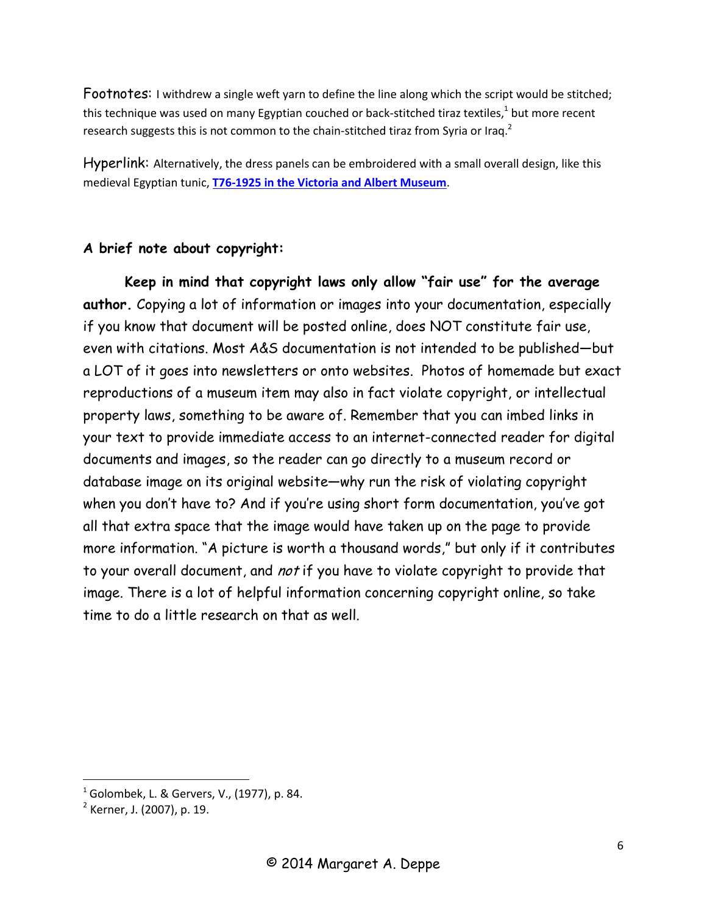Footnotes: I withdrew a single weft yarn to define the line along which the script would be stitched; this technique was used on many Egyptian couched or back-stitched tiraz textiles,[1] but more recent research suggests this is not common to the chain-stitched tiraz from Syria or Iraq.[2]

Hyperlink: Alternatively, the dress panels can be embroidered with a small overall design, like this medieval Egyptian tunic, **T76-1925 in the Victoria and Albert Museum**.

**A brief note about copyright:**

**Keep in mind that copyright laws only allow "fair use" for the average author.** Copying a lot of information or images into your documentation, especially if you know that document will be posted online, does NOT constitute fair use, even with citations. Most A&S documentation is not intended to be published—but a LOT of it goes into newsletters or onto websites. Photos of homemade but exact reproductions of a museum item may also in fact violate copyright, or intellectual property laws, something to be aware of. Remember that you can imbed links in your text to provide immediate access to an internet-connected reader for digital documents and images, so the reader can go directly to a museum record or database image on its original website—why run the risk of violating copyright when you don't have to? And if you're using short form documentation, you've got all that extra space that the image would have taken up on the page to provide more information. "A picture is worth a thousand words," but only if it contributes to your overall document, and *not* if you have to violate copyright to provide that image. There is a lot of helpful information concerning copyright online, so take time to do a little research on that as well.

[1] Golombek, L. & Gervers, V., (1977), p. 84.
[2] Kerner, J. (2007), p. 19.

© 2014 Margaret A. Deppe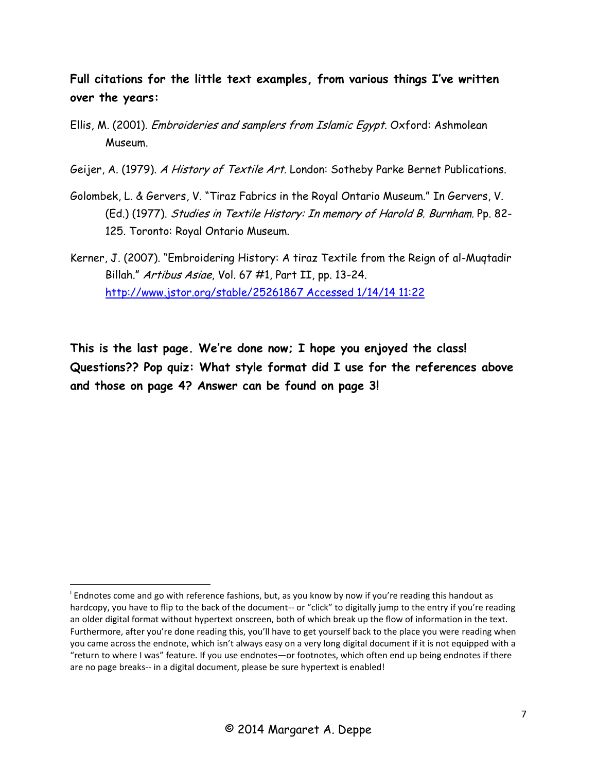**Full citations for the little text examples, from various things I've written over the years:**

Ellis, M. (2001). *Embroideries and samplers from Islamic Egypt*. Oxford: Ashmolean Museum.

Geijer, A. (1979). *A History of Textile Art*. London: Sotheby Parke Bernet Publications.

Golombek, L. & Gervers, V. "Tiraz Fabrics in the Royal Ontario Museum." In Gervers, V. (Ed.) (1977). *Studies in Textile History: In memory of Harold B. Burnham*. Pp. 82-125. Toronto: Royal Ontario Museum.

Kerner, J. (2007). "Embroidering History: A tiraz Textile from the Reign of al-Muqtadir Billah." *Artibus Asiae*, Vol. 67 #1, Part II, pp. 13-24. http://www.jstor.org/stable/25261867 Accessed 1/14/14 11:22

**This is the last page. We're done now; I hope you enjoyed the class! Questions?? Pop quiz: What style format did I use for the references above and those on page 4? Answer can be found on page 3!**

---

[i] Endnotes come and go with reference fashions, but, as you know by now if you're reading this handout as hardcopy, you have to flip to the back of the document-- or "click" to digitally jump to the entry if you're reading an older digital format without hypertext onscreen, both of which break up the flow of information in the text. Furthermore, after you're done reading this, you'll have to get yourself back to the place you were reading when you came across the endnote, which isn't always easy on a very long digital document if it is not equipped with a "return to where I was" feature. If you use endnotes—or footnotes, which often end up being endnotes if there are no page breaks-- in a digital document, please be sure hypertext is enabled!

© 2014 Margaret A. Deppe